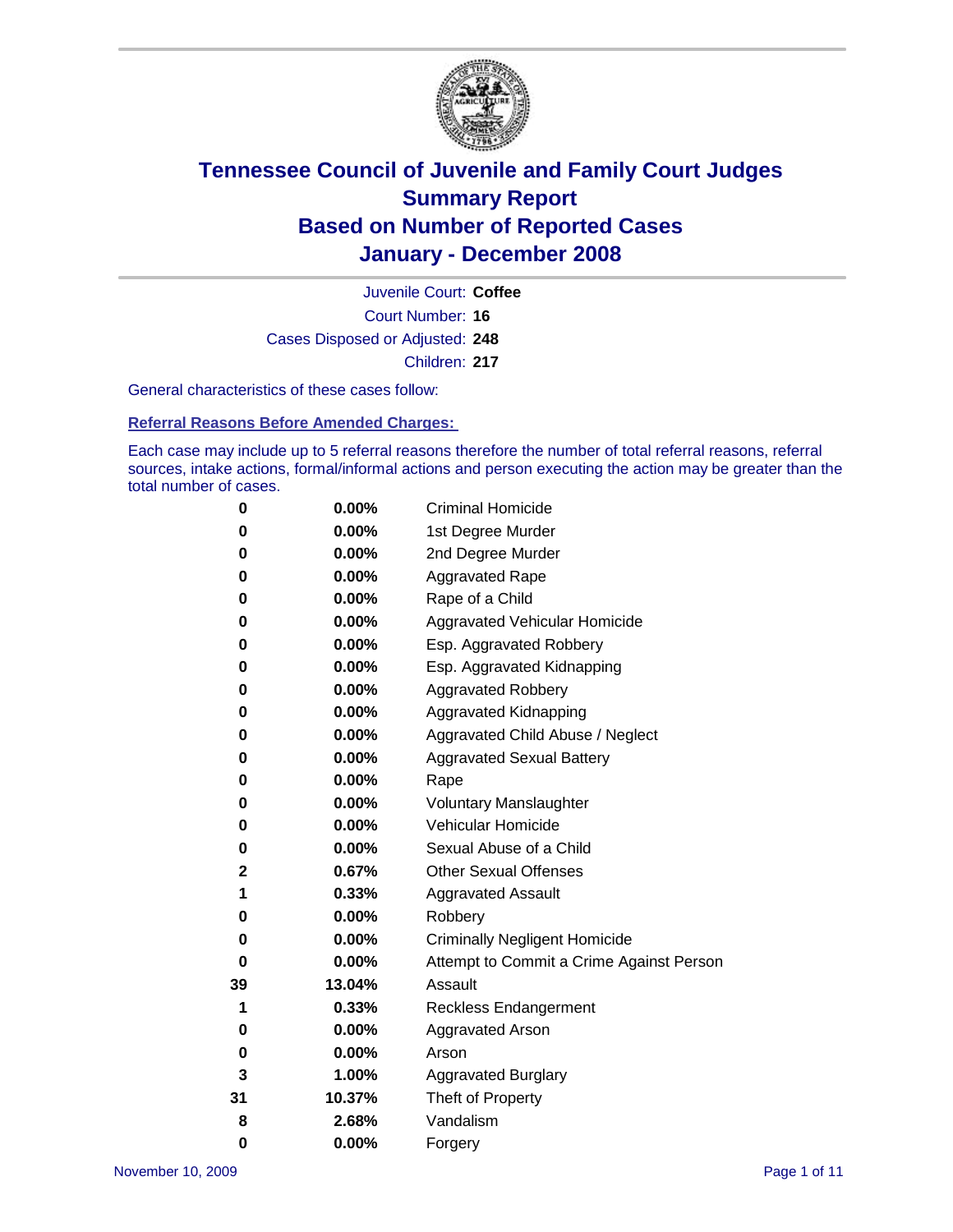# Tennessee Council of Juvenile and Family Court Judges
## Summary Report
## Based on Number of Reported Cases
## January - December 2008

Juvenile Court: **Coffee**

Court Number: **16**

Cases Disposed or Adjusted: **248**

Children: **217**

General characteristics of these cases follow:

### Referral Reasons Before Amended Charges:

Each case may include up to 5 referral reasons therefore the number of total referral reasons, referral sources, intake actions, formal/informal actions and person executing the action may be greater than the total number of cases.

| Count | Percent | Referral Reason |
|---|---|---|
| 0 | 0.00% | Criminal Homicide |
| 0 | 0.00% | 1st Degree Murder |
| 0 | 0.00% | 2nd Degree Murder |
| 0 | 0.00% | Aggravated Rape |
| 0 | 0.00% | Rape of a Child |
| 0 | 0.00% | Aggravated Vehicular Homicide |
| 0 | 0.00% | Esp. Aggravated Robbery |
| 0 | 0.00% | Esp. Aggravated Kidnapping |
| 0 | 0.00% | Aggravated Robbery |
| 0 | 0.00% | Aggravated Kidnapping |
| 0 | 0.00% | Aggravated Child Abuse / Neglect |
| 0 | 0.00% | Aggravated Sexual Battery |
| 0 | 0.00% | Rape |
| 0 | 0.00% | Voluntary Manslaughter |
| 0 | 0.00% | Vehicular Homicide |
| 0 | 0.00% | Sexual Abuse of a Child |
| 2 | 0.67% | Other Sexual Offenses |
| 1 | 0.33% | Aggravated Assault |
| 0 | 0.00% | Robbery |
| 0 | 0.00% | Criminally Negligent Homicide |
| 0 | 0.00% | Attempt to Commit a Crime Against Person |
| 39 | 13.04% | Assault |
| 1 | 0.33% | Reckless Endangerment |
| 0 | 0.00% | Aggravated Arson |
| 0 | 0.00% | Arson |
| 3 | 1.00% | Aggravated Burglary |
| 31 | 10.37% | Theft of Property |
| 8 | 2.68% | Vandalism |
| 0 | 0.00% | Forgery |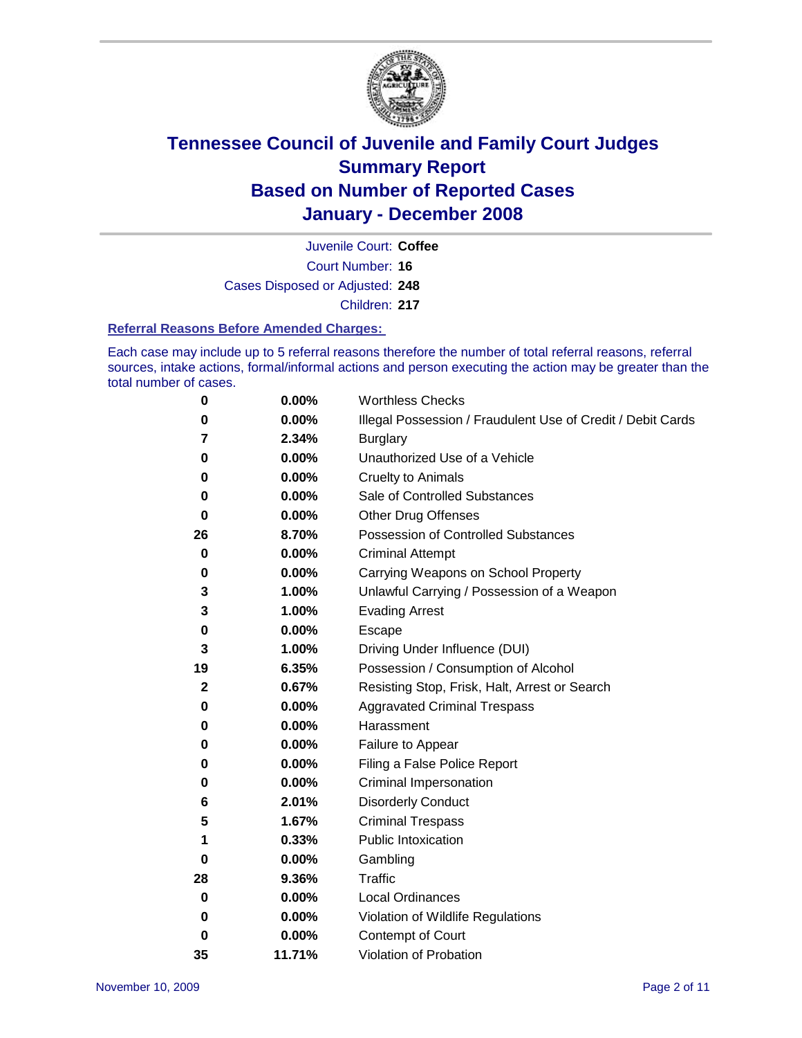# Tennessee Council of Juvenile and Family Court Judges
## Summary Report
## Based on Number of Reported Cases
## January - December 2008

Juvenile Court: **Coffee**

Court Number: **16**

Cases Disposed or Adjusted: **248**

Children: **217**

### Referral Reasons Before Amended Charges:

Each case may include up to 5 referral reasons therefore the number of total referral reasons, referral sources, intake actions, formal/informal actions and person executing the action may be greater than the total number of cases.

| Count | Percent | Referral Reason |
|---|---|---|
| 0 | 0.00% | Worthless Checks |
| 0 | 0.00% | Illegal Possession / Fraudulent Use of Credit / Debit Cards |
| 7 | 2.34% | Burglary |
| 0 | 0.00% | Unauthorized Use of a Vehicle |
| 0 | 0.00% | Cruelty to Animals |
| 0 | 0.00% | Sale of Controlled Substances |
| 0 | 0.00% | Other Drug Offenses |
| 26 | 8.70% | Possession of Controlled Substances |
| 0 | 0.00% | Criminal Attempt |
| 0 | 0.00% | Carrying Weapons on School Property |
| 3 | 1.00% | Unlawful Carrying / Possession of a Weapon |
| 3 | 1.00% | Evading Arrest |
| 0 | 0.00% | Escape |
| 3 | 1.00% | Driving Under Influence (DUI) |
| 19 | 6.35% | Possession / Consumption of Alcohol |
| 2 | 0.67% | Resisting Stop, Frisk, Halt, Arrest or Search |
| 0 | 0.00% | Aggravated Criminal Trespass |
| 0 | 0.00% | Harassment |
| 0 | 0.00% | Failure to Appear |
| 0 | 0.00% | Filing a False Police Report |
| 0 | 0.00% | Criminal Impersonation |
| 6 | 2.01% | Disorderly Conduct |
| 5 | 1.67% | Criminal Trespass |
| 1 | 0.33% | Public Intoxication |
| 0 | 0.00% | Gambling |
| 28 | 9.36% | Traffic |
| 0 | 0.00% | Local Ordinances |
| 0 | 0.00% | Violation of Wildlife Regulations |
| 0 | 0.00% | Contempt of Court |
| 35 | 11.71% | Violation of Probation |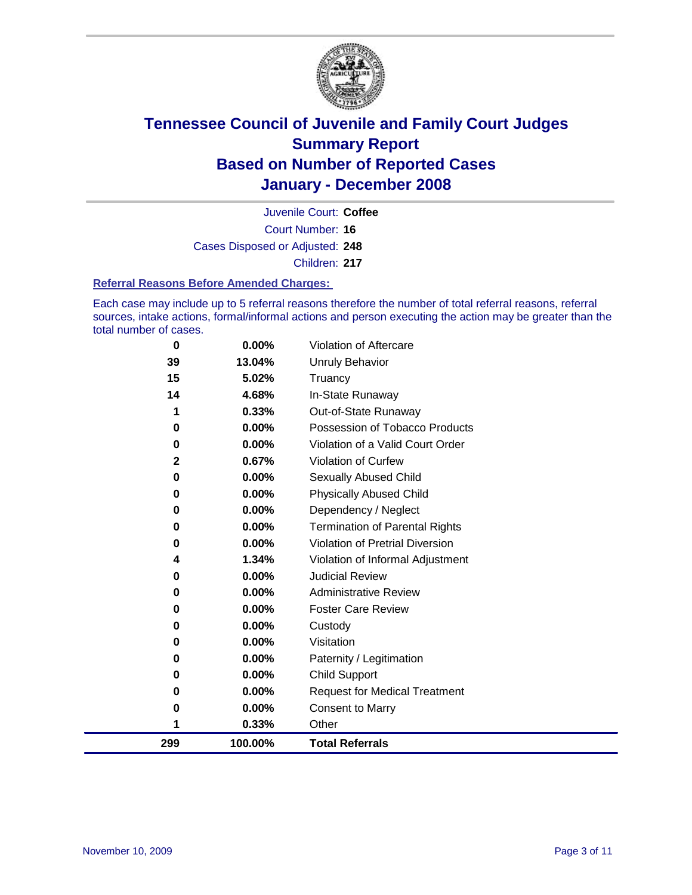# Tennessee Council of Juvenile and Family Court Judges
## Summary Report
## Based on Number of Reported Cases
## January - December 2008

Juvenile Court: **Coffee**

Court Number: **16**

Cases Disposed or Adjusted: **248**

Children: **217**

### Referral Reasons Before Amended Charges:

Each case may include up to 5 referral reasons therefore the number of total referral reasons, referral sources, intake actions, formal/informal actions and person executing the action may be greater than the total number of cases.

| | | |
|---|---|---|
| 0 | 0.00% | Violation of Aftercare |
| 39 | 13.04% | Unruly Behavior |
| 15 | 5.02% | Truancy |
| 14 | 4.68% | In-State Runaway |
| 1 | 0.33% | Out-of-State Runaway |
| 0 | 0.00% | Possession of Tobacco Products |
| 0 | 0.00% | Violation of a Valid Court Order |
| 2 | 0.67% | Violation of Curfew |
| 0 | 0.00% | Sexually Abused Child |
| 0 | 0.00% | Physically Abused Child |
| 0 | 0.00% | Dependency / Neglect |
| 0 | 0.00% | Termination of Parental Rights |
| 0 | 0.00% | Violation of Pretrial Diversion |
| 4 | 1.34% | Violation of Informal Adjustment |
| 0 | 0.00% | Judicial Review |
| 0 | 0.00% | Administrative Review |
| 0 | 0.00% | Foster Care Review |
| 0 | 0.00% | Custody |
| 0 | 0.00% | Visitation |
| 0 | 0.00% | Paternity / Legitimation |
| 0 | 0.00% | Child Support |
| 0 | 0.00% | Request for Medical Treatment |
| 0 | 0.00% | Consent to Marry |
| 1 | 0.33% | Other |
| **299** | **100.00%** | **Total Referrals** |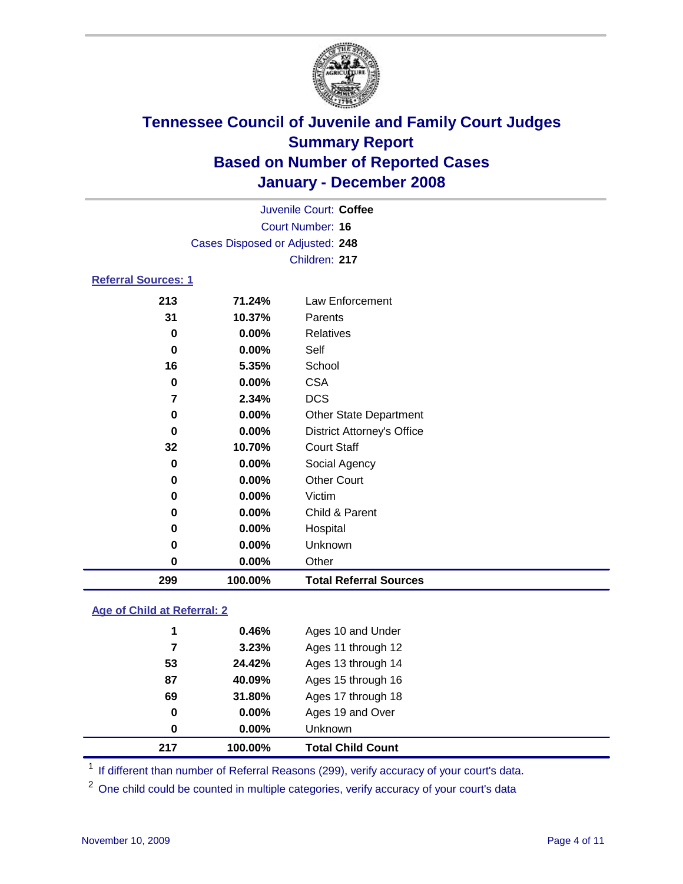# Tennessee Council of Juvenile and Family Court Judges
## Summary Report
## Based on Number of Reported Cases
## January - December 2008

Juvenile Court: **Coffee**
Court Number: **16**
Cases Disposed or Adjusted: **248**
Children: **217**

### Referral Sources: 1

| | | |
|---|---|---|
| 213 | 71.24% | Law Enforcement |
| 31 | 10.37% | Parents |
| 0 | 0.00% | Relatives |
| 0 | 0.00% | Self |
| 16 | 5.35% | School |
| 0 | 0.00% | CSA |
| 7 | 2.34% | DCS |
| 0 | 0.00% | Other State Department |
| 0 | 0.00% | District Attorney's Office |
| 32 | 10.70% | Court Staff |
| 0 | 0.00% | Social Agency |
| 0 | 0.00% | Other Court |
| 0 | 0.00% | Victim |
| 0 | 0.00% | Child & Parent |
| 0 | 0.00% | Hospital |
| 0 | 0.00% | Unknown |
| 0 | 0.00% | Other |
| **299** | **100.00%** | **Total Referral Sources** |

### Age of Child at Referral: 2

| | | |
|---|---|---|
| 1 | 0.46% | Ages 10 and Under |
| 7 | 3.23% | Ages 11 through 12 |
| 53 | 24.42% | Ages 13 through 14 |
| 87 | 40.09% | Ages 15 through 16 |
| 69 | 31.80% | Ages 17 through 18 |
| 0 | 0.00% | Ages 19 and Over |
| 0 | 0.00% | Unknown |
| **217** | **100.00%** | **Total Child Count** |

[1] If different than number of Referral Reasons (299), verify accuracy of your court's data.

[2] One child could be counted in multiple categories, verify accuracy of your court's data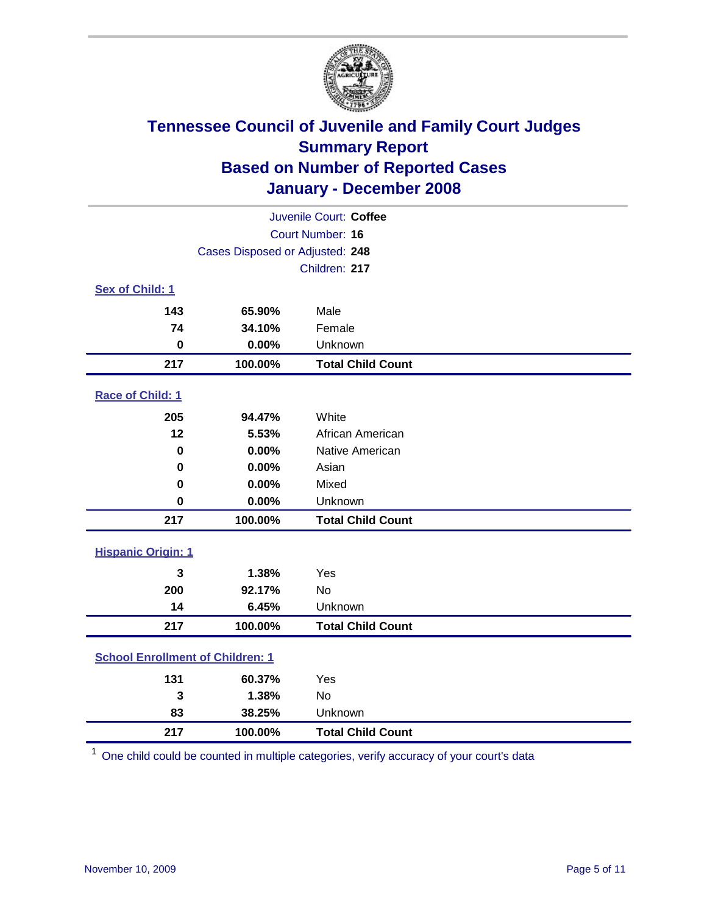# Tennessee Council of Juvenile and Family Court Judges
## Summary Report
## Based on Number of Reported Cases
## January - December 2008

Juvenile Court: **Coffee**
Court Number: **16**
Cases Disposed or Adjusted: **248**
Children: **217**

### Sex of Child: 1

| | | |
|---|---|---|
| 143 | 65.90% | Male |
| 74 | 34.10% | Female |
| 0 | 0.00% | Unknown |
| **217** | **100.00%** | **Total Child Count** |

### Race of Child: 1

| | | |
|---|---|---|
| 205 | 94.47% | White |
| 12 | 5.53% | African American |
| 0 | 0.00% | Native American |
| 0 | 0.00% | Asian |
| 0 | 0.00% | Mixed |
| 0 | 0.00% | Unknown |
| **217** | **100.00%** | **Total Child Count** |

### Hispanic Origin: 1

| | | |
|---|---|---|
| 3 | 1.38% | Yes |
| 200 | 92.17% | No |
| 14 | 6.45% | Unknown |
| **217** | **100.00%** | **Total Child Count** |

### School Enrollment of Children: 1

| | | |
|---|---|---|
| 131 | 60.37% | Yes |
| 3 | 1.38% | No |
| 83 | 38.25% | Unknown |
| **217** | **100.00%** | **Total Child Count** |

[1] One child could be counted in multiple categories, verify accuracy of your court's data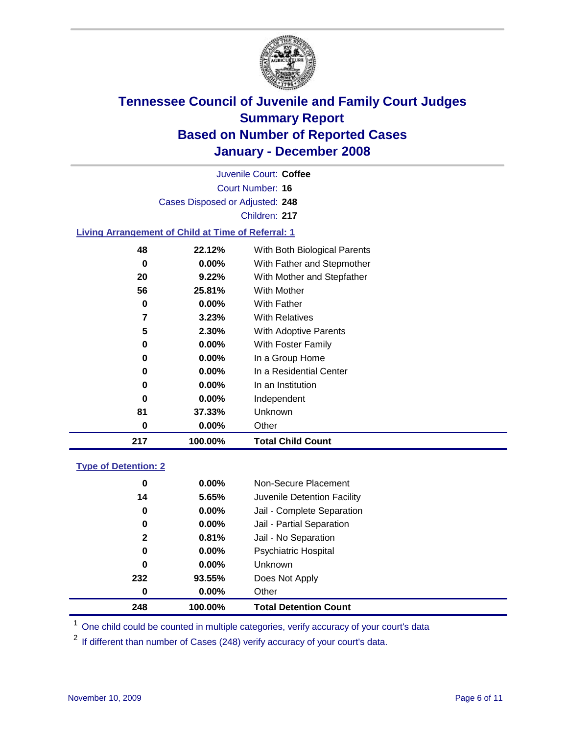# Tennessee Council of Juvenile and Family Court Judges
# Summary Report
# Based on Number of Reported Cases
# January - December 2008

Juvenile Court: **Coffee**

Court Number: **16**

Cases Disposed or Adjusted: **248**

Children: **217**

## Living Arrangement of Child at Time of Referral: 1

| Count | Percent | Living Arrangement |
|---|---|---|
| 48 | 22.12% | With Both Biological Parents |
| 0 | 0.00% | With Father and Stepmother |
| 20 | 9.22% | With Mother and Stepfather |
| 56 | 25.81% | With Mother |
| 0 | 0.00% | With Father |
| 7 | 3.23% | With Relatives |
| 5 | 2.30% | With Adoptive Parents |
| 0 | 0.00% | With Foster Family |
| 0 | 0.00% | In a Group Home |
| 0 | 0.00% | In a Residential Center |
| 0 | 0.00% | In an Institution |
| 0 | 0.00% | Independent |
| 81 | 37.33% | Unknown |
| 0 | 0.00% | Other |
| **217** | **100.00%** | **Total Child Count** |

## Type of Detention: 2

| Count | Percent | Type of Detention |
|---|---|---|
| 0 | 0.00% | Non-Secure Placement |
| 14 | 5.65% | Juvenile Detention Facility |
| 0 | 0.00% | Jail - Complete Separation |
| 0 | 0.00% | Jail - Partial Separation |
| 2 | 0.81% | Jail - No Separation |
| 0 | 0.00% | Psychiatric Hospital |
| 0 | 0.00% | Unknown |
| 232 | 93.55% | Does Not Apply |
| 0 | 0.00% | Other |
| **248** | **100.00%** | **Total Detention Count** |

[1] One child could be counted in multiple categories, verify accuracy of your court's data

[2] If different than number of Cases (248) verify accuracy of your court's data.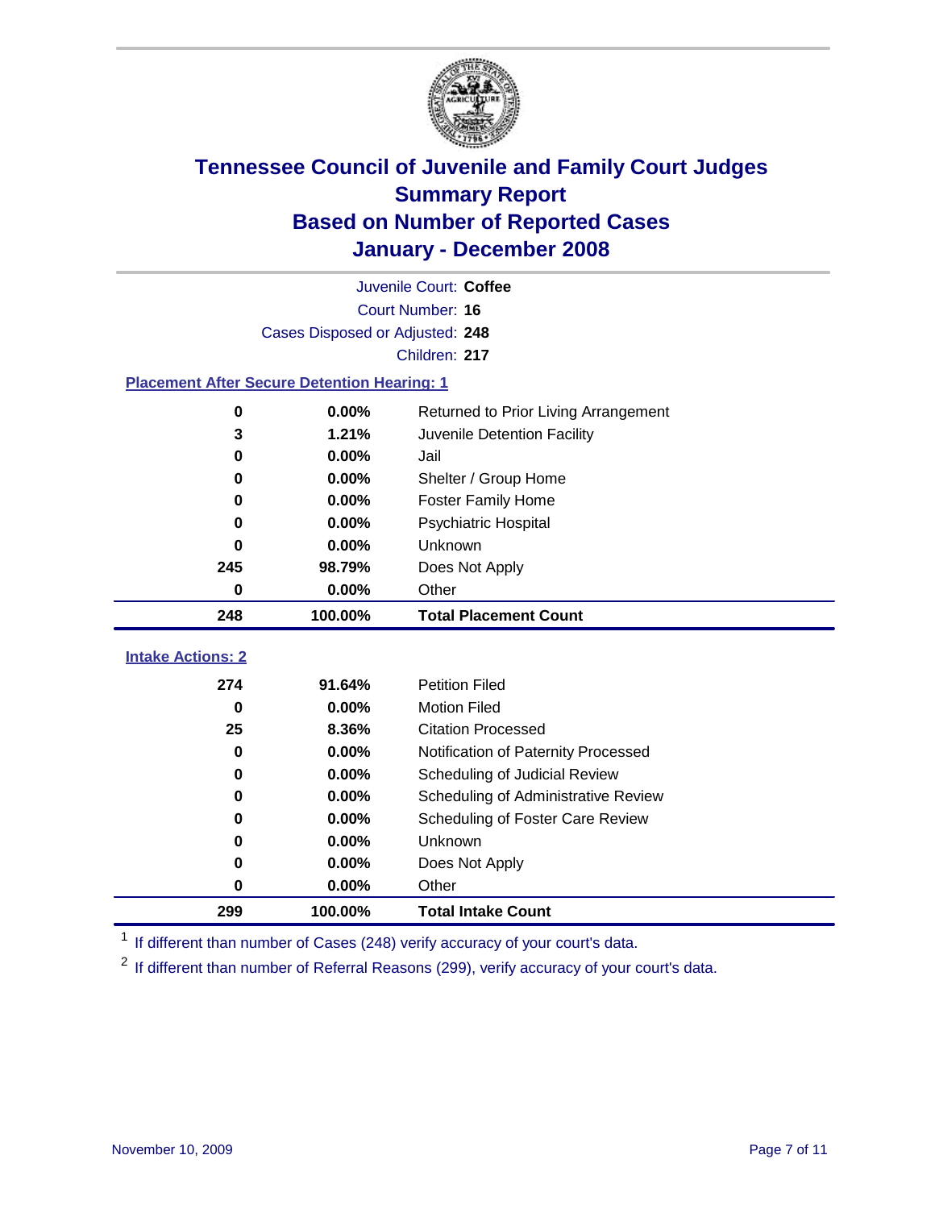# Tennessee Council of Juvenile and Family Court Judges
## Summary Report
## Based on Number of Reported Cases
## January - December 2008

Juvenile Court: **Coffee**

Court Number: **16**

Cases Disposed or Adjusted: **248**

Children: **217**

### Placement After Secure Detention Hearing: 1

| | | |
|---|---|---|
| 0 | 0.00% | Returned to Prior Living Arrangement |
| 3 | 1.21% | Juvenile Detention Facility |
| 0 | 0.00% | Jail |
| 0 | 0.00% | Shelter / Group Home |
| 0 | 0.00% | Foster Family Home |
| 0 | 0.00% | Psychiatric Hospital |
| 0 | 0.00% | Unknown |
| 245 | 98.79% | Does Not Apply |
| 0 | 0.00% | Other |
| **248** | **100.00%** | **Total Placement Count** |

### Intake Actions: 2

| | | |
|---|---|---|
| 274 | 91.64% | Petition Filed |
| 0 | 0.00% | Motion Filed |
| 25 | 8.36% | Citation Processed |
| 0 | 0.00% | Notification of Paternity Processed |
| 0 | 0.00% | Scheduling of Judicial Review |
| 0 | 0.00% | Scheduling of Administrative Review |
| 0 | 0.00% | Scheduling of Foster Care Review |
| 0 | 0.00% | Unknown |
| 0 | 0.00% | Does Not Apply |
| 0 | 0.00% | Other |
| **299** | **100.00%** | **Total Intake Count** |

[1] If different than number of Cases (248) verify accuracy of your court's data.

[2] If different than number of Referral Reasons (299), verify accuracy of your court's data.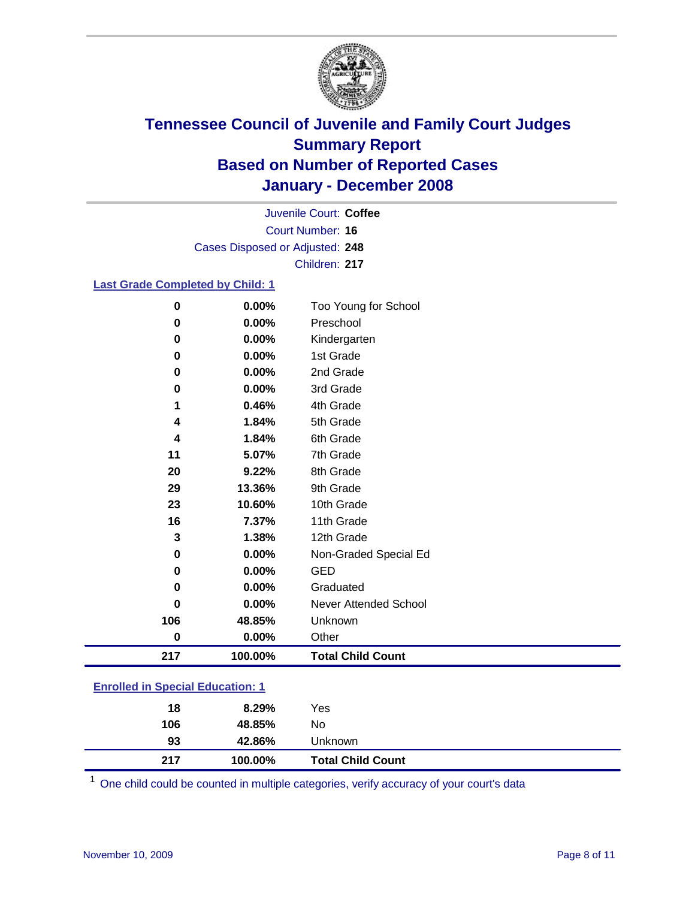# Tennessee Council of Juvenile and Family Court Judges
## Summary Report
## Based on Number of Reported Cases
## January - December 2008

Juvenile Court: **Coffee**
Court Number: **16**
Cases Disposed or Adjusted: **248**
Children: **217**

### Last Grade Completed by Child: 1

| Count | Percent | Category |
|---|---|---|
| 0 | 0.00% | Too Young for School |
| 0 | 0.00% | Preschool |
| 0 | 0.00% | Kindergarten |
| 0 | 0.00% | 1st Grade |
| 0 | 0.00% | 2nd Grade |
| 0 | 0.00% | 3rd Grade |
| 1 | 0.46% | 4th Grade |
| 4 | 1.84% | 5th Grade |
| 4 | 1.84% | 6th Grade |
| 11 | 5.07% | 7th Grade |
| 20 | 9.22% | 8th Grade |
| 29 | 13.36% | 9th Grade |
| 23 | 10.60% | 10th Grade |
| 16 | 7.37% | 11th Grade |
| 3 | 1.38% | 12th Grade |
| 0 | 0.00% | Non-Graded Special Ed |
| 0 | 0.00% | GED |
| 0 | 0.00% | Graduated |
| 0 | 0.00% | Never Attended School |
| 106 | 48.85% | Unknown |
| 0 | 0.00% | Other |
| **217** | **100.00%** | **Total Child Count** |

### Enrolled in Special Education: 1

| Count | Percent | Category |
|---|---|---|
| 18 | 8.29% | Yes |
| 106 | 48.85% | No |
| 93 | 42.86% | Unknown |
| **217** | **100.00%** | **Total Child Count** |

[1] One child could be counted in multiple categories, verify accuracy of your court's data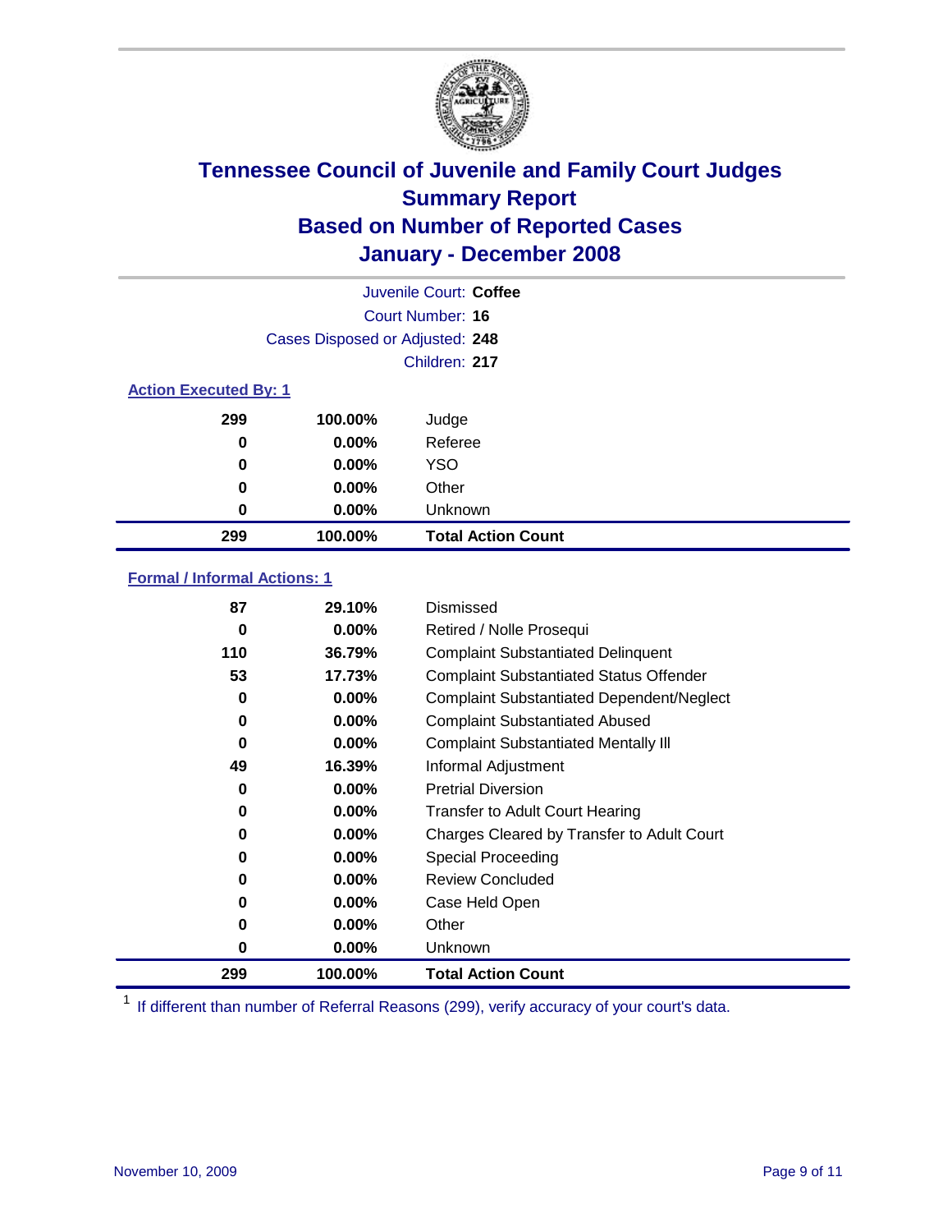# Tennessee Council of Juvenile and Family Court Judges
## Summary Report
## Based on Number of Reported Cases
## January - December 2008

Juvenile Court: **Coffee**

Court Number: **16**

Cases Disposed or Adjusted: **248**

Children: **217**

### Action Executed By: 1

| Count | Percent | Action |
|---|---|---|
| 299 | 100.00% | Judge |
| 0 | 0.00% | Referee |
| 0 | 0.00% | YSO |
| 0 | 0.00% | Other |
| 0 | 0.00% | Unknown |
| **299** | **100.00%** | **Total Action Count** |

### Formal / Informal Actions: 1

| Count | Percent | Action |
|---|---|---|
| 87 | 29.10% | Dismissed |
| 0 | 0.00% | Retired / Nolle Prosequi |
| 110 | 36.79% | Complaint Substantiated Delinquent |
| 53 | 17.73% | Complaint Substantiated Status Offender |
| 0 | 0.00% | Complaint Substantiated Dependent/Neglect |
| 0 | 0.00% | Complaint Substantiated Abused |
| 0 | 0.00% | Complaint Substantiated Mentally Ill |
| 49 | 16.39% | Informal Adjustment |
| 0 | 0.00% | Pretrial Diversion |
| 0 | 0.00% | Transfer to Adult Court Hearing |
| 0 | 0.00% | Charges Cleared by Transfer to Adult Court |
| 0 | 0.00% | Special Proceeding |
| 0 | 0.00% | Review Concluded |
| 0 | 0.00% | Case Held Open |
| 0 | 0.00% | Other |
| 0 | 0.00% | Unknown |
| **299** | **100.00%** | **Total Action Count** |

[1] If different than number of Referral Reasons (299), verify accuracy of your court's data.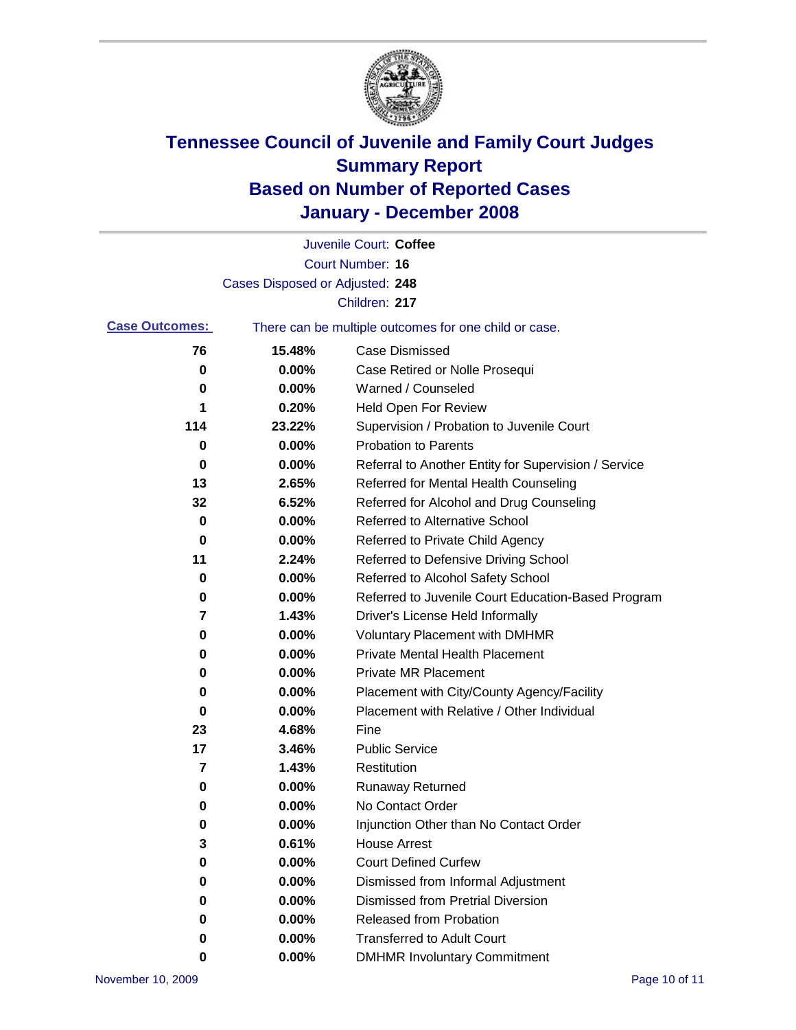# Tennessee Council of Juvenile and Family Court Judges
# Summary Report
# Based on Number of Reported Cases
# January - December 2008

Juvenile Court: **Coffee**

Court Number: **16**

Cases Disposed or Adjusted: **248**

Children: **217**

**Case Outcomes:** There can be multiple outcomes for one child or case.

| Count | Percent | Outcome |
|---|---|---|
| 76 | 15.48% | Case Dismissed |
| 0 | 0.00% | Case Retired or Nolle Prosequi |
| 0 | 0.00% | Warned / Counseled |
| 1 | 0.20% | Held Open For Review |
| 114 | 23.22% | Supervision / Probation to Juvenile Court |
| 0 | 0.00% | Probation to Parents |
| 0 | 0.00% | Referral to Another Entity for Supervision / Service |
| 13 | 2.65% | Referred for Mental Health Counseling |
| 32 | 6.52% | Referred for Alcohol and Drug Counseling |
| 0 | 0.00% | Referred to Alternative School |
| 0 | 0.00% | Referred to Private Child Agency |
| 11 | 2.24% | Referred to Defensive Driving School |
| 0 | 0.00% | Referred to Alcohol Safety School |
| 0 | 0.00% | Referred to Juvenile Court Education-Based Program |
| 7 | 1.43% | Driver's License Held Informally |
| 0 | 0.00% | Voluntary Placement with DMHMR |
| 0 | 0.00% | Private Mental Health Placement |
| 0 | 0.00% | Private MR Placement |
| 0 | 0.00% | Placement with City/County Agency/Facility |
| 0 | 0.00% | Placement with Relative / Other Individual |
| 23 | 4.68% | Fine |
| 17 | 3.46% | Public Service |
| 7 | 1.43% | Restitution |
| 0 | 0.00% | Runaway Returned |
| 0 | 0.00% | No Contact Order |
| 0 | 0.00% | Injunction Other than No Contact Order |
| 3 | 0.61% | House Arrest |
| 0 | 0.00% | Court Defined Curfew |
| 0 | 0.00% | Dismissed from Informal Adjustment |
| 0 | 0.00% | Dismissed from Pretrial Diversion |
| 0 | 0.00% | Released from Probation |
| 0 | 0.00% | Transferred to Adult Court |
| 0 | 0.00% | DMHMR Involuntary Commitment |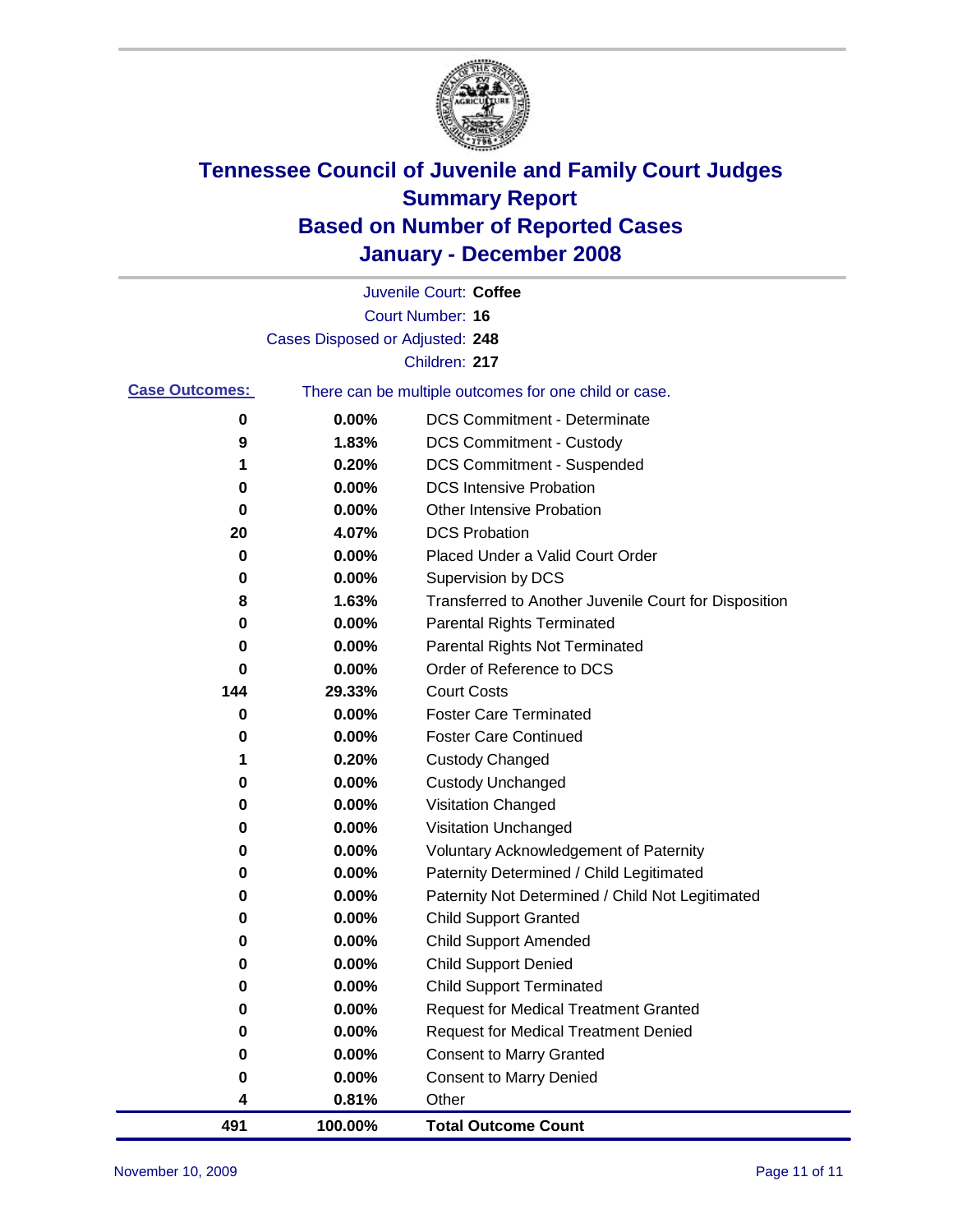# Tennessee Council of Juvenile and Family Court Judges
## Summary Report
## Based on Number of Reported Cases
## January - December 2008

Juvenile Court: **Coffee**
Court Number: **16**
Cases Disposed or Adjusted: **248**
Children: **217**

**Case Outcomes:** There can be multiple outcomes for one child or case.

| | | |
|---|---|---|
| 0 | 0.00% | DCS Commitment - Determinate |
| 9 | 1.83% | DCS Commitment - Custody |
| 1 | 0.20% | DCS Commitment - Suspended |
| 0 | 0.00% | DCS Intensive Probation |
| 0 | 0.00% | Other Intensive Probation |
| 20 | 4.07% | DCS Probation |
| 0 | 0.00% | Placed Under a Valid Court Order |
| 0 | 0.00% | Supervision by DCS |
| 8 | 1.63% | Transferred to Another Juvenile Court for Disposition |
| 0 | 0.00% | Parental Rights Terminated |
| 0 | 0.00% | Parental Rights Not Terminated |
| 0 | 0.00% | Order of Reference to DCS |
| 144 | 29.33% | Court Costs |
| 0 | 0.00% | Foster Care Terminated |
| 0 | 0.00% | Foster Care Continued |
| 1 | 0.20% | Custody Changed |
| 0 | 0.00% | Custody Unchanged |
| 0 | 0.00% | Visitation Changed |
| 0 | 0.00% | Visitation Unchanged |
| 0 | 0.00% | Voluntary Acknowledgement of Paternity |
| 0 | 0.00% | Paternity Determined / Child Legitimated |
| 0 | 0.00% | Paternity Not Determined / Child Not Legitimated |
| 0 | 0.00% | Child Support Granted |
| 0 | 0.00% | Child Support Amended |
| 0 | 0.00% | Child Support Denied |
| 0 | 0.00% | Child Support Terminated |
| 0 | 0.00% | Request for Medical Treatment Granted |
| 0 | 0.00% | Request for Medical Treatment Denied |
| 0 | 0.00% | Consent to Marry Granted |
| 0 | 0.00% | Consent to Marry Denied |
| 4 | 0.81% | Other |
| **491** | **100.00%** | **Total Outcome Count** |

November 10, 2009